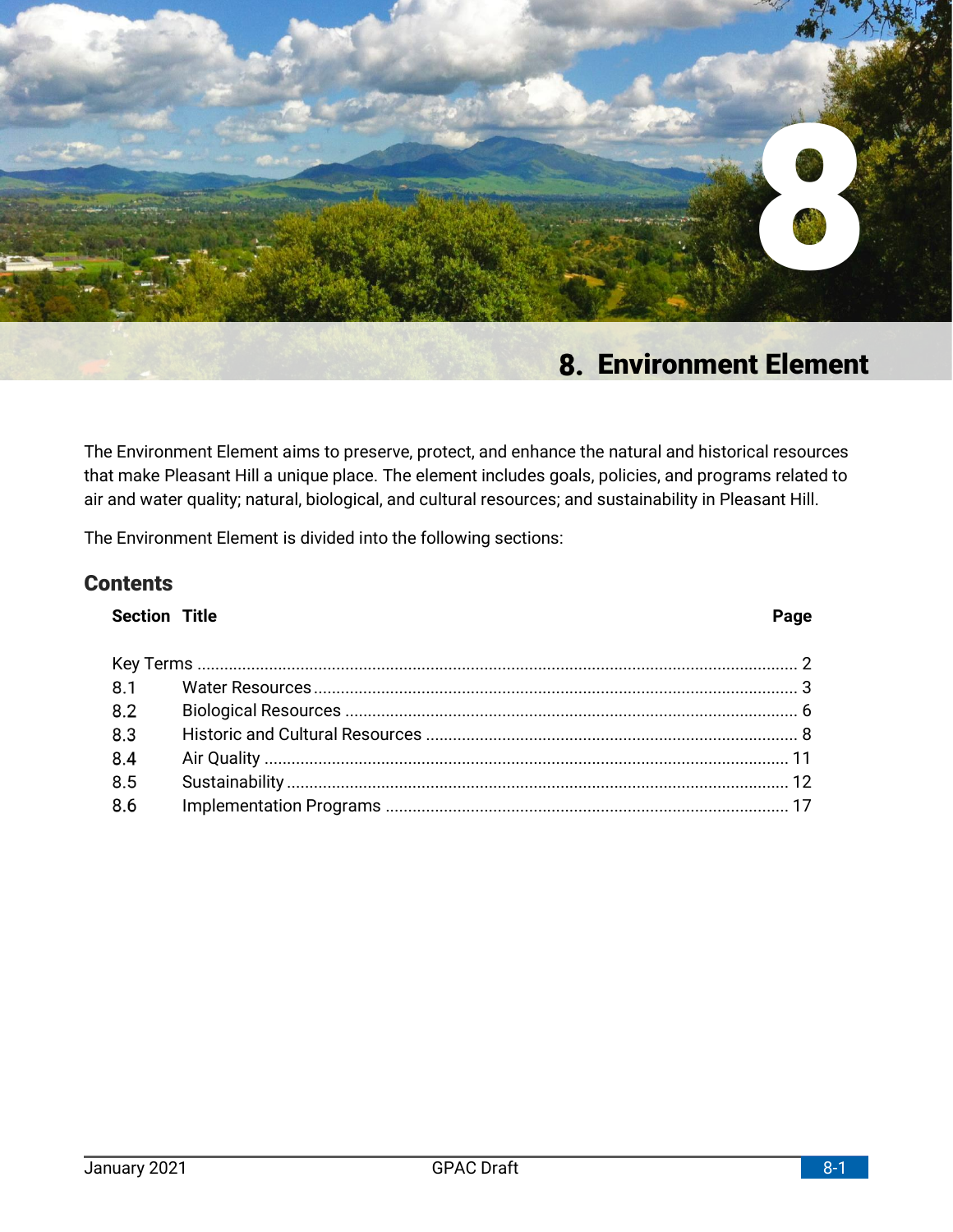# 8. Environment Element

The Environment Element aims to preserve, protect, and enhance the natural and historical resources that make Pleasant Hill a unique place. The element includes goals, policies, and programs related to air and water quality; natural, biological, and cultural resources; and sustainability in Pleasant Hill.

The Environment Element is divided into the following sections:

## Contents

| Section | Title | Page |
|---|---|---|
| Key Terms | | 2 |
| 8.1 | Water Resources | 3 |
| 8.2 | Biological Resources | 6 |
| 8.3 | Historic and Cultural Resources | 8 |
| 8.4 | Air Quality | 11 |
| 8.5 | Sustainability | 12 |
| 8.6 | Implementation Programs | 17 |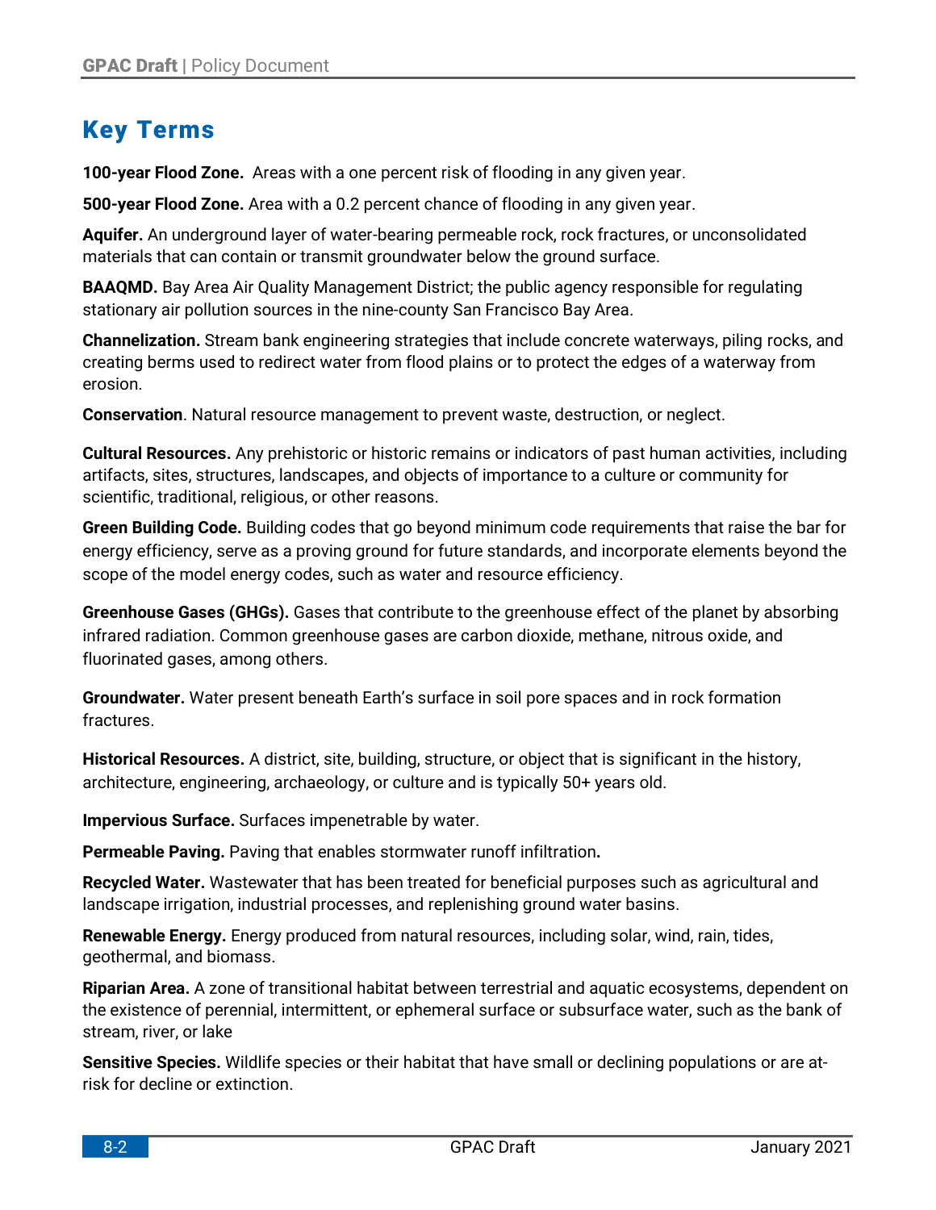## Key Terms

**100-year Flood Zone.** Areas with a one percent risk of flooding in any given year.

**500-year Flood Zone.** Area with a 0.2 percent chance of flooding in any given year.

**Aquifer.** An underground layer of water-bearing permeable rock, rock fractures, or unconsolidated materials that can contain or transmit groundwater below the ground surface.

**BAAQMD.** Bay Area Air Quality Management District; the public agency responsible for regulating stationary air pollution sources in the nine-county San Francisco Bay Area.

**Channelization.** Stream bank engineering strategies that include concrete waterways, piling rocks, and creating berms used to redirect water from flood plains or to protect the edges of a waterway from erosion.

**Conservation**. Natural resource management to prevent waste, destruction, or neglect.

**Cultural Resources.** Any prehistoric or historic remains or indicators of past human activities, including artifacts, sites, structures, landscapes, and objects of importance to a culture or community for scientific, traditional, religious, or other reasons.

**Green Building Code.** Building codes that go beyond minimum code requirements that raise the bar for energy efficiency, serve as a proving ground for future standards, and incorporate elements beyond the scope of the model energy codes, such as water and resource efficiency.

**Greenhouse Gases (GHGs).** Gases that contribute to the greenhouse effect of the planet by absorbing infrared radiation. Common greenhouse gases are carbon dioxide, methane, nitrous oxide, and fluorinated gases, among others.

**Groundwater.** Water present beneath Earth's surface in soil pore spaces and in rock formation fractures.

**Historical Resources.** A district, site, building, structure, or object that is significant in the history, architecture, engineering, archaeology, or culture and is typically 50+ years old.

**Impervious Surface.** Surfaces impenetrable by water.

**Permeable Paving.** Paving that enables stormwater runoff infiltration**.**

**Recycled Water.** Wastewater that has been treated for beneficial purposes such as agricultural and landscape irrigation, industrial processes, and replenishing ground water basins.

**Renewable Energy.** Energy produced from natural resources, including solar, wind, rain, tides, geothermal, and biomass.

**Riparian Area.** A zone of transitional habitat between terrestrial and aquatic ecosystems, dependent on the existence of perennial, intermittent, or ephemeral surface or subsurface water, such as the bank of stream, river, or lake

**Sensitive Species.** Wildlife species or their habitat that have small or declining populations or are at-risk for decline or extinction.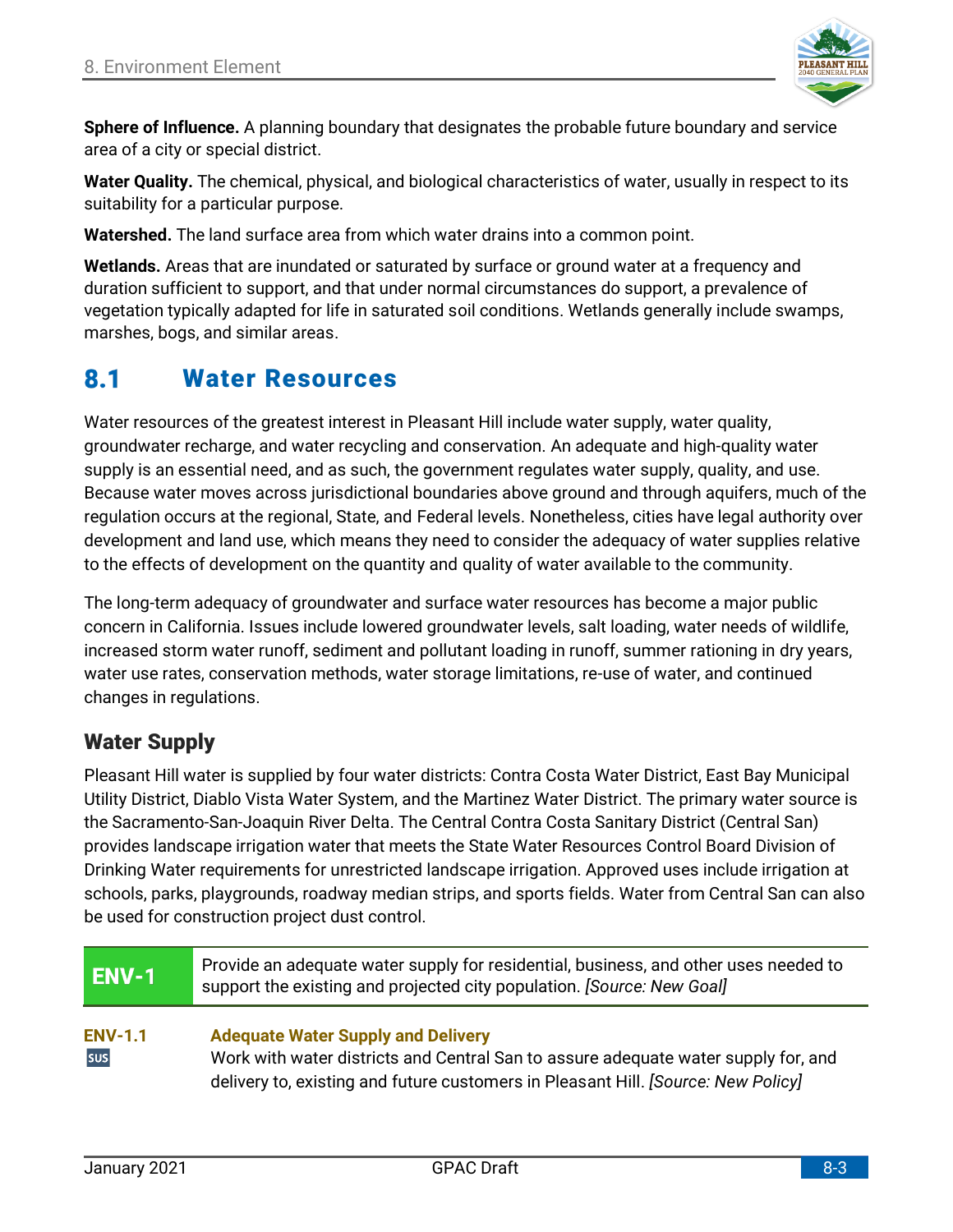**Sphere of Influence.** A planning boundary that designates the probable future boundary and service area of a city or special district.

**Water Quality.** The chemical, physical, and biological characteristics of water, usually in respect to its suitability for a particular purpose.

**Watershed.** The land surface area from which water drains into a common point.

**Wetlands.** Areas that are inundated or saturated by surface or ground water at a frequency and duration sufficient to support, and that under normal circumstances do support, a prevalence of vegetation typically adapted for life in saturated soil conditions. Wetlands generally include swamps, marshes, bogs, and similar areas.

## 8.1 Water Resources

Water resources of the greatest interest in Pleasant Hill include water supply, water quality, groundwater recharge, and water recycling and conservation. An adequate and high-quality water supply is an essential need, and as such, the government regulates water supply, quality, and use. Because water moves across jurisdictional boundaries above ground and through aquifers, much of the regulation occurs at the regional, State, and Federal levels. Nonetheless, cities have legal authority over development and land use, which means they need to consider the adequacy of water supplies relative to the effects of development on the quantity and quality of water available to the community.

The long-term adequacy of groundwater and surface water resources has become a major public concern in California. Issues include lowered groundwater levels, salt loading, water needs of wildlife, increased storm water runoff, sediment and pollutant loading in runoff, summer rationing in dry years, water use rates, conservation methods, water storage limitations, re-use of water, and continued changes in regulations.

### Water Supply

Pleasant Hill water is supplied by four water districts: Contra Costa Water District, East Bay Municipal Utility District, Diablo Vista Water System, and the Martinez Water District. The primary water source is the Sacramento-San-Joaquin River Delta. The Central Contra Costa Sanitary District (Central San) provides landscape irrigation water that meets the State Water Resources Control Board Division of Drinking Water requirements for unrestricted landscape irrigation. Approved uses include irrigation at schools, parks, playgrounds, roadway median strips, and sports fields. Water from Central San can also be used for construction project dust control.

| ENV-1 | Provide an adequate water supply for residential, business, and other uses needed to support the existing and projected city population. *[Source: New Goal]* |
|---|---|

**ENV-1.1** SUS

**Adequate Water Supply and Delivery**
Work with water districts and Central San to assure adequate water supply for, and delivery to, existing and future customers in Pleasant Hill. *[Source: New Policy]*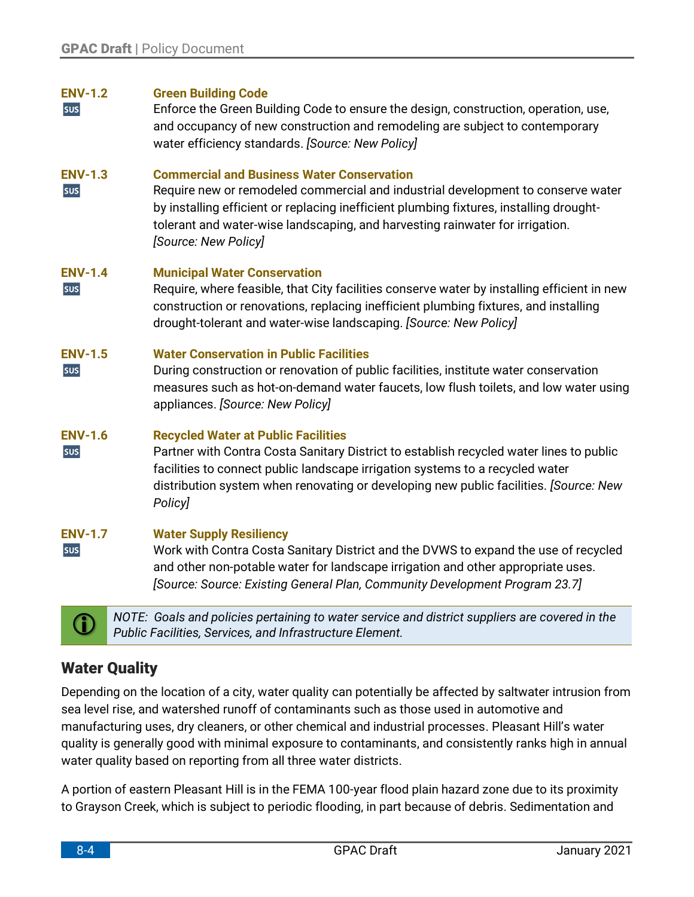**ENV-1.2** SUS

**Green Building Code**

Enforce the Green Building Code to ensure the design, construction, operation, use, and occupancy of new construction and remodeling are subject to contemporary water efficiency standards. *[Source: New Policy]*

**ENV-1.3** SUS

**Commercial and Business Water Conservation**

Require new or remodeled commercial and industrial development to conserve water by installing efficient or replacing inefficient plumbing fixtures, installing drought-tolerant and water-wise landscaping, and harvesting rainwater for irrigation. *[Source: New Policy]*

**ENV-1.4** SUS

**Municipal Water Conservation**

Require, where feasible, that City facilities conserve water by installing efficient in new construction or renovations, replacing inefficient plumbing fixtures, and installing drought-tolerant and water-wise landscaping. *[Source: New Policy]*

**ENV-1.5** SUS

**Water Conservation in Public Facilities**

During construction or renovation of public facilities, institute water conservation measures such as hot-on-demand water faucets, low flush toilets, and low water using appliances. *[Source: New Policy]*

**ENV-1.6** SUS

**Recycled Water at Public Facilities**

Partner with Contra Costa Sanitary District to establish recycled water lines to public facilities to connect public landscape irrigation systems to a recycled water distribution system when renovating or developing new public facilities. *[Source: New Policy]*

**ENV-1.7** SUS

**Water Supply Resiliency**

Work with Contra Costa Sanitary District and the DVWS to expand the use of recycled and other non-potable water for landscape irrigation and other appropriate uses. *[Source: Source: Existing General Plan, Community Development Program 23.7]*

> *NOTE: Goals and policies pertaining to water service and district suppliers are covered in the Public Facilities, Services, and Infrastructure Element.*

## Water Quality

Depending on the location of a city, water quality can potentially be affected by saltwater intrusion from sea level rise, and watershed runoff of contaminants such as those used in automotive and manufacturing uses, dry cleaners, or other chemical and industrial processes. Pleasant Hill's water quality is generally good with minimal exposure to contaminants, and consistently ranks high in annual water quality based on reporting from all three water districts.

A portion of eastern Pleasant Hill is in the FEMA 100-year flood plain hazard zone due to its proximity to Grayson Creek, which is subject to periodic flooding, in part because of debris. Sedimentation and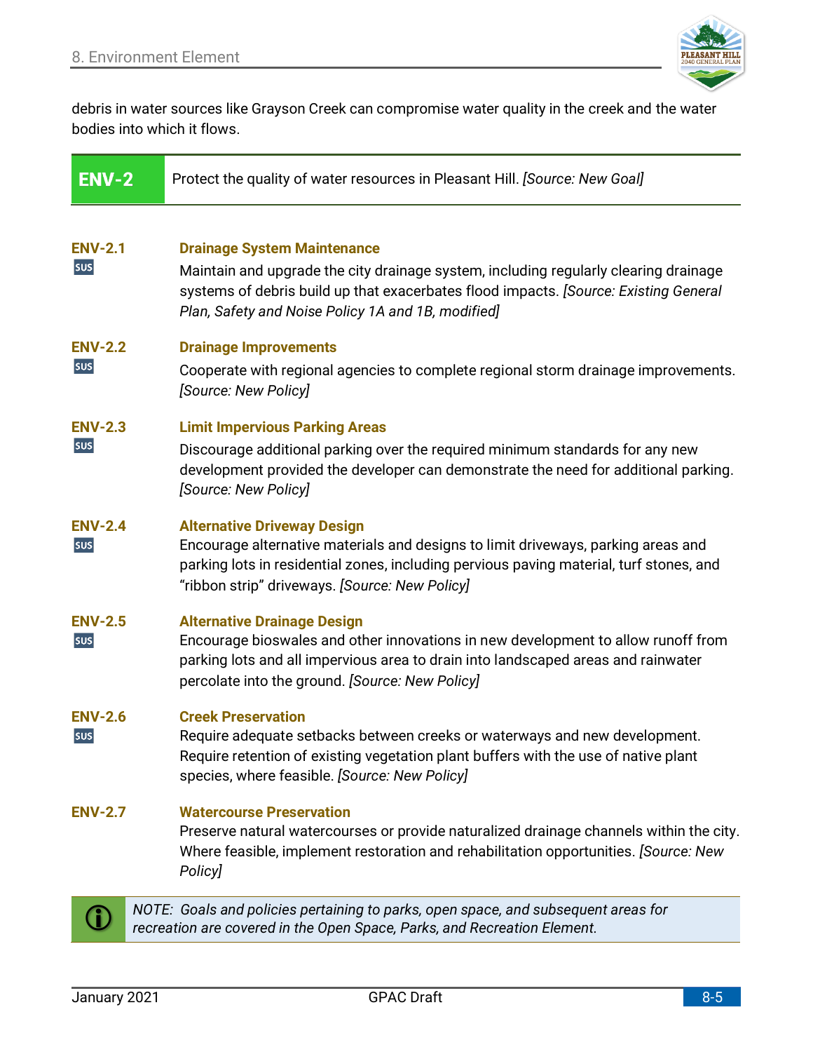debris in water sources like Grayson Creek can compromise water quality in the creek and the water bodies into which it flows.

| ENV-2 | Protect the quality of water resources in Pleasant Hill. *[Source: New Goal]* |
|---|---|

**ENV-2.1** SUS
**Drainage System Maintenance**
Maintain and upgrade the city drainage system, including regularly clearing drainage systems of debris build up that exacerbates flood impacts. *[Source: Existing General Plan, Safety and Noise Policy 1A and 1B, modified]*

**ENV-2.2** SUS
**Drainage Improvements**
Cooperate with regional agencies to complete regional storm drainage improvements. *[Source: New Policy]*

**ENV-2.3** SUS
**Limit Impervious Parking Areas**
Discourage additional parking over the required minimum standards for any new development provided the developer can demonstrate the need for additional parking. *[Source: New Policy]*

**ENV-2.4** SUS
**Alternative Driveway Design**
Encourage alternative materials and designs to limit driveways, parking areas and parking lots in residential zones, including pervious paving material, turf stones, and "ribbon strip" driveways. *[Source: New Policy]*

**ENV-2.5** SUS
**Alternative Drainage Design**
Encourage bioswales and other innovations in new development to allow runoff from parking lots and all impervious area to drain into landscaped areas and rainwater percolate into the ground. *[Source: New Policy]*

**ENV-2.6** SUS
**Creek Preservation**
Require adequate setbacks between creeks or waterways and new development. Require retention of existing vegetation plant buffers with the use of native plant species, where feasible. *[Source: New Policy]*

**ENV-2.7**
**Watercourse Preservation**
Preserve natural watercourses or provide naturalized drainage channels within the city. Where feasible, implement restoration and rehabilitation opportunities. *[Source: New Policy]*

*NOTE: Goals and policies pertaining to parks, open space, and subsequent areas for recreation are covered in the Open Space, Parks, and Recreation Element.*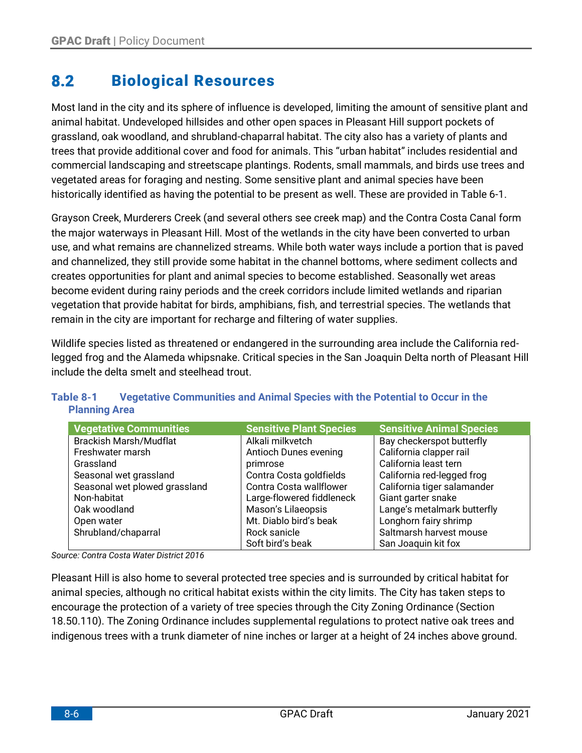## 8.2 Biological Resources

Most land in the city and its sphere of influence is developed, limiting the amount of sensitive plant and animal habitat. Undeveloped hillsides and other open spaces in Pleasant Hill support pockets of grassland, oak woodland, and shrubland-chaparral habitat. The city also has a variety of plants and trees that provide additional cover and food for animals. This "urban habitat" includes residential and commercial landscaping and streetscape plantings. Rodents, small mammals, and birds use trees and vegetated areas for foraging and nesting. Some sensitive plant and animal species have been historically identified as having the potential to be present as well. These are provided in Table 6-1.

Grayson Creek, Murderers Creek (and several others see creek map) and the Contra Costa Canal form the major waterways in Pleasant Hill. Most of the wetlands in the city have been converted to urban use, and what remains are channelized streams. While both water ways include a portion that is paved and channelized, they still provide some habitat in the channel bottoms, where sediment collects and creates opportunities for plant and animal species to become established. Seasonally wet areas become evident during rainy periods and the creek corridors include limited wetlands and riparian vegetation that provide habitat for birds, amphibians, fish, and terrestrial species. The wetlands that remain in the city are important for recharge and filtering of water supplies.

Wildlife species listed as threatened or endangered in the surrounding area include the California red-legged frog and the Alameda whipsnake. Critical species in the San Joaquin Delta north of Pleasant Hill include the delta smelt and steelhead trout.

**Table 8-1 Vegetative Communities and Animal Species with the Potential to Occur in the Planning Area**

| Vegetative Communities | Sensitive Plant Species | Sensitive Animal Species |
|---|---|---|
| Brackish Marsh/Mudflat | Alkali milkvetch | Bay checkerspot butterfly |
| Freshwater marsh | Antioch Dunes evening primrose | California clapper rail |
| Grassland | Contra Costa goldfields | California least tern |
| Seasonal wet grassland | Contra Costa wallflower | California red-legged frog |
| Seasonal wet plowed grassland | Large-flowered fiddleneck | California tiger salamander |
| Non-habitat | Mason's Lilaeopsis | Giant garter snake |
| Oak woodland | Mt. Diablo bird's beak | Lange's metalmark butterfly |
| Open water | Rock sanicle | Longhorn fairy shrimp |
| Shrubland/chaparral | Soft bird's beak | Saltmarsh harvest mouse |
| | | San Joaquin kit fox |

*Source: Contra Costa Water District 2016*

Pleasant Hill is also home to several protected tree species and is surrounded by critical habitat for animal species, although no critical habitat exists within the city limits. The City has taken steps to encourage the protection of a variety of tree species through the City Zoning Ordinance (Section 18.50.110). The Zoning Ordinance includes supplemental regulations to protect native oak trees and indigenous trees with a trunk diameter of nine inches or larger at a height of 24 inches above ground.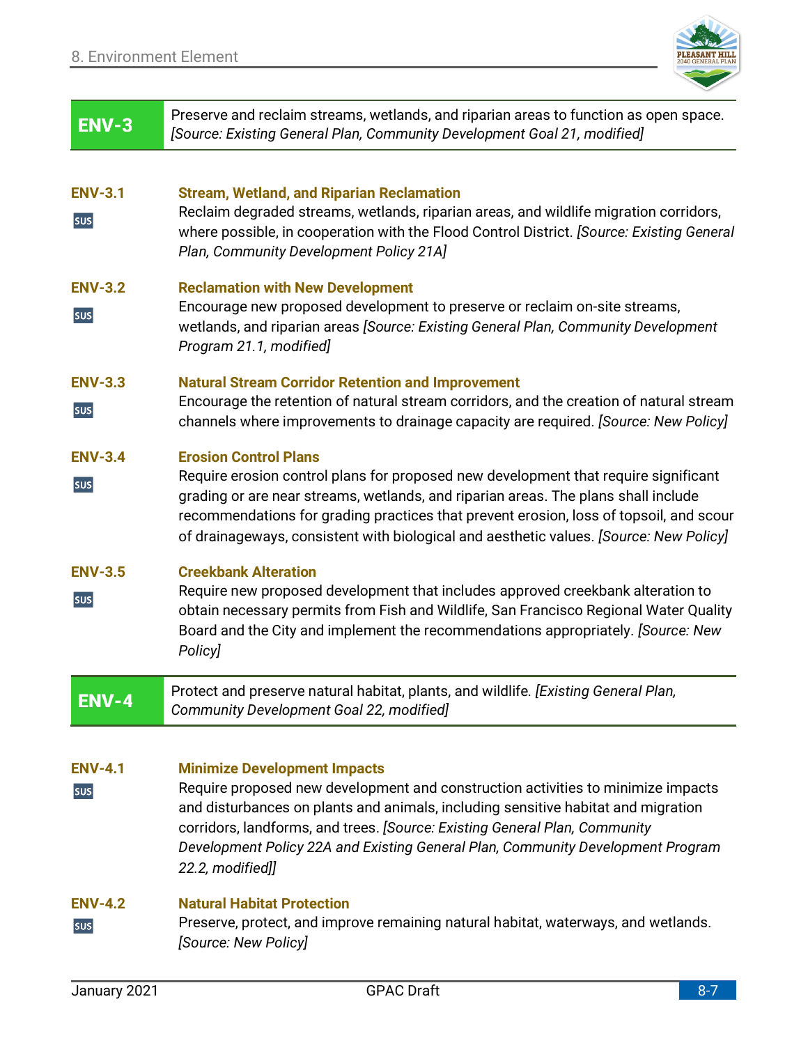**ENV-3** Preserve and reclaim streams, wetlands, and riparian areas to function as open space. *[Source: Existing General Plan, Community Development Goal 21, modified]*

**ENV-3.1** SUS

**Stream, Wetland, and Riparian Reclamation**

Reclaim degraded streams, wetlands, riparian areas, and wildlife migration corridors, where possible, in cooperation with the Flood Control District. *[Source: Existing General Plan, Community Development Policy 21A]*

**ENV-3.2** SUS

**Reclamation with New Development**

Encourage new proposed development to preserve or reclaim on-site streams, wetlands, and riparian areas *[Source: Existing General Plan, Community Development Program 21.1, modified]*

**ENV-3.3** SUS

**Natural Stream Corridor Retention and Improvement**

Encourage the retention of natural stream corridors, and the creation of natural stream channels where improvements to drainage capacity are required. *[Source: New Policy]*

**ENV-3.4** SUS

**Erosion Control Plans**

Require erosion control plans for proposed new development that require significant grading or are near streams, wetlands, and riparian areas. The plans shall include recommendations for grading practices that prevent erosion, loss of topsoil, and scour of drainageways, consistent with biological and aesthetic values. *[Source: New Policy]*

**ENV-3.5** SUS

**Creekbank Alteration**

Require new proposed development that includes approved creekbank alteration to obtain necessary permits from Fish and Wildlife, San Francisco Regional Water Quality Board and the City and implement the recommendations appropriately. *[Source: New Policy]*

**ENV-4** Protect and preserve natural habitat, plants, and wildlife. *[Existing General Plan, Community Development Goal 22, modified]*

**ENV-4.1** SUS

**Minimize Development Impacts**

Require proposed new development and construction activities to minimize impacts and disturbances on plants and animals, including sensitive habitat and migration corridors, landforms, and trees. *[Source: Existing General Plan, Community Development Policy 22A and Existing General Plan, Community Development Program 22.2, modified]]*

**ENV-4.2** SUS

**Natural Habitat Protection**

Preserve, protect, and improve remaining natural habitat, waterways, and wetlands. *[Source: New Policy]*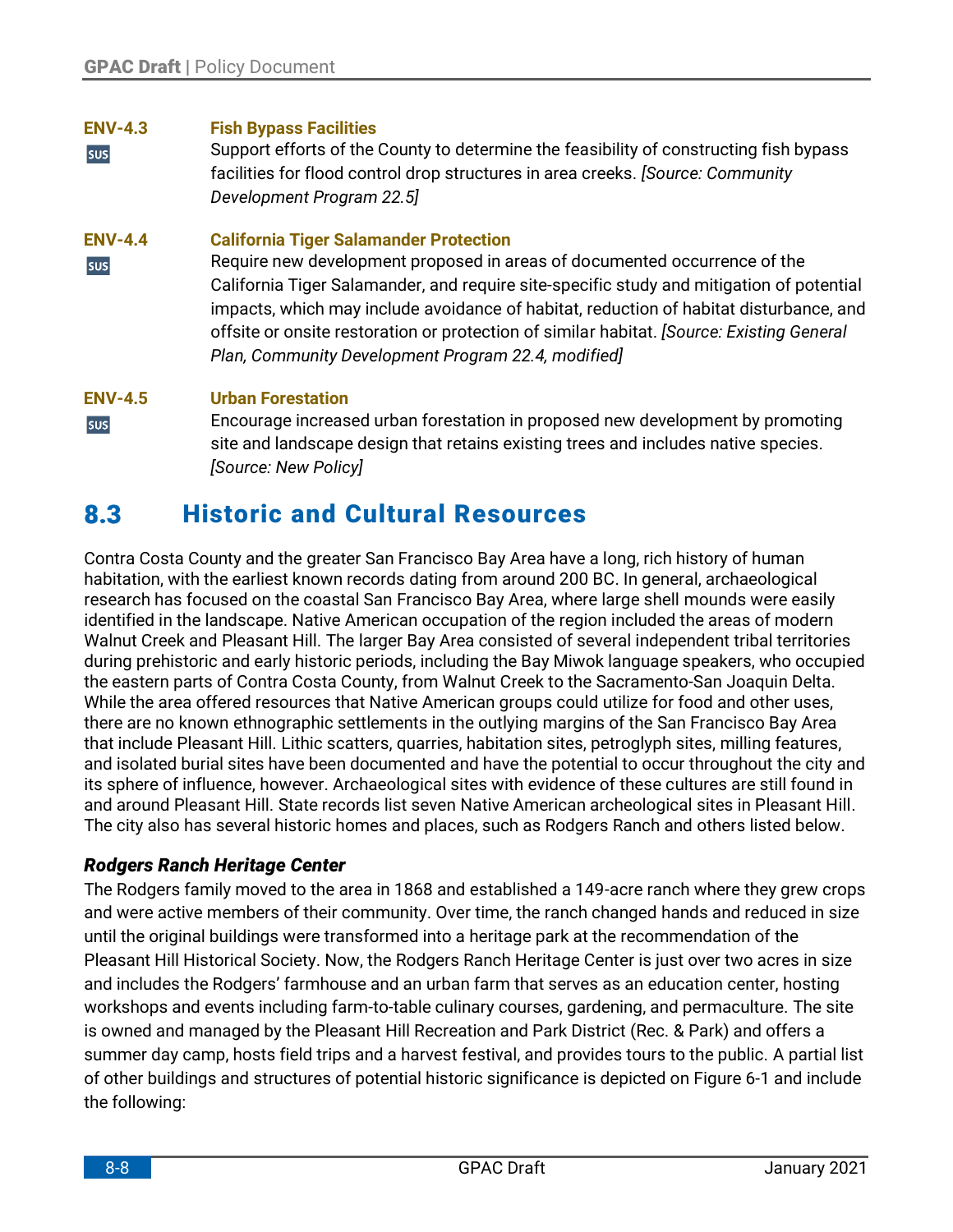**ENV-4.3** SUS **Fish Bypass Facilities**

Support efforts of the County to determine the feasibility of constructing fish bypass facilities for flood control drop structures in area creeks. *[Source: Community Development Program 22.5]*

**ENV-4.4** SUS **California Tiger Salamander Protection**

Require new development proposed in areas of documented occurrence of the California Tiger Salamander, and require site-specific study and mitigation of potential impacts, which may include avoidance of habitat, reduction of habitat disturbance, and offsite or onsite restoration or protection of similar habitat. *[Source: Existing General Plan, Community Development Program 22.4, modified]*

**ENV-4.5** SUS **Urban Forestation**

Encourage increased urban forestation in proposed new development by promoting site and landscape design that retains existing trees and includes native species. *[Source: New Policy]*

## 8.3 Historic and Cultural Resources

Contra Costa County and the greater San Francisco Bay Area have a long, rich history of human habitation, with the earliest known records dating from around 200 BC. In general, archaeological research has focused on the coastal San Francisco Bay Area, where large shell mounds were easily identified in the landscape. Native American occupation of the region included the areas of modern Walnut Creek and Pleasant Hill. The larger Bay Area consisted of several independent tribal territories during prehistoric and early historic periods, including the Bay Miwok language speakers, who occupied the eastern parts of Contra Costa County, from Walnut Creek to the Sacramento-San Joaquin Delta. While the area offered resources that Native American groups could utilize for food and other uses, there are no known ethnographic settlements in the outlying margins of the San Francisco Bay Area that include Pleasant Hill. Lithic scatters, quarries, habitation sites, petroglyph sites, milling features, and isolated burial sites have been documented and have the potential to occur throughout the city and its sphere of influence, however. Archaeological sites with evidence of these cultures are still found in and around Pleasant Hill. State records list seven Native American archeological sites in Pleasant Hill. The city also has several historic homes and places, such as Rodgers Ranch and others listed below.

### *Rodgers Ranch Heritage Center*

The Rodgers family moved to the area in 1868 and established a 149-acre ranch where they grew crops and were active members of their community. Over time, the ranch changed hands and reduced in size until the original buildings were transformed into a heritage park at the recommendation of the Pleasant Hill Historical Society. Now, the Rodgers Ranch Heritage Center is just over two acres in size and includes the Rodgers' farmhouse and an urban farm that serves as an education center, hosting workshops and events including farm-to-table culinary courses, gardening, and permaculture. The site is owned and managed by the Pleasant Hill Recreation and Park District (Rec. & Park) and offers a summer day camp, hosts field trips and a harvest festival, and provides tours to the public. A partial list of other buildings and structures of potential historic significance is depicted on Figure 6-1 and include the following: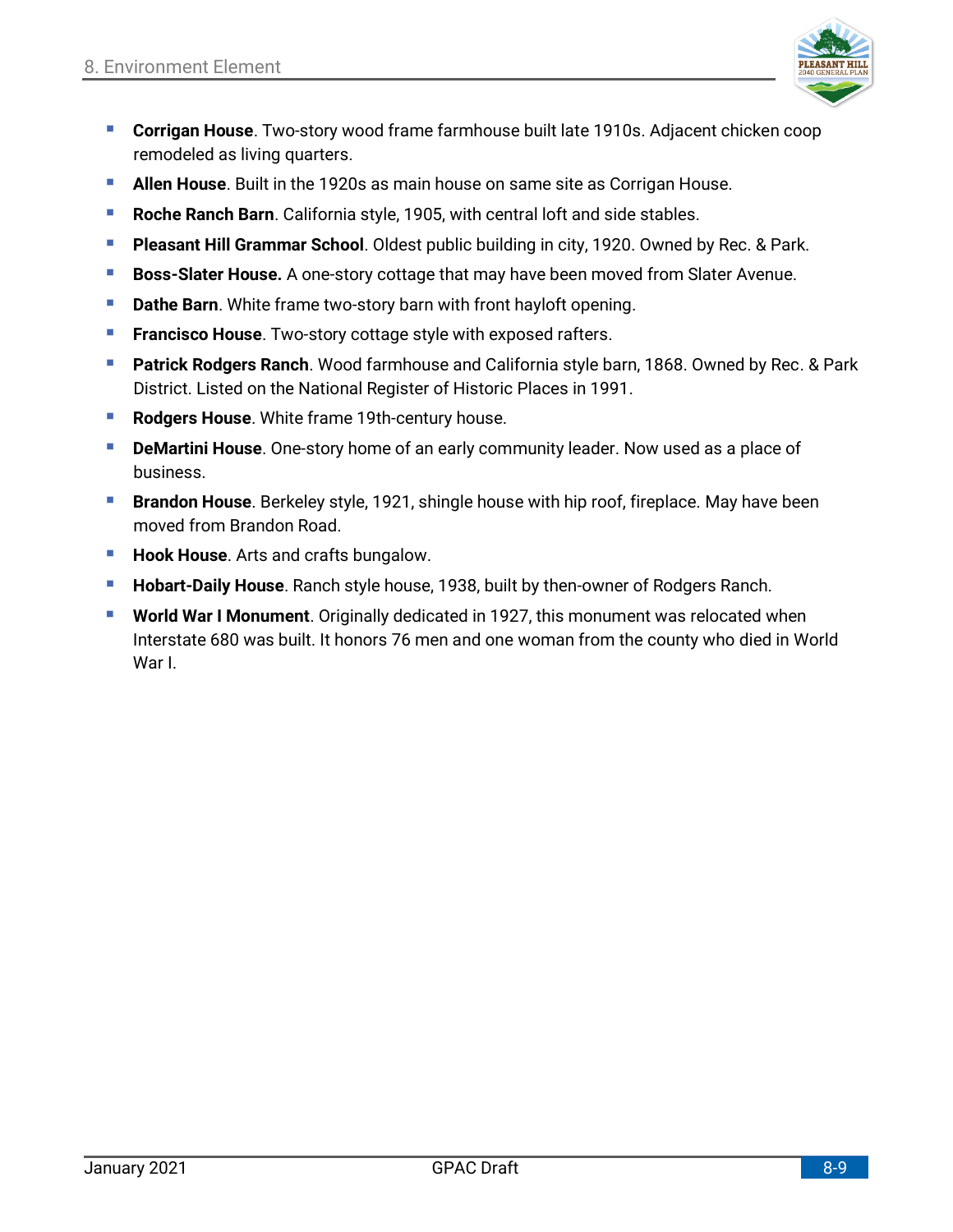- **Corrigan House**. Two-story wood frame farmhouse built late 1910s. Adjacent chicken coop remodeled as living quarters.
- **Allen House**. Built in the 1920s as main house on same site as Corrigan House.
- **Roche Ranch Barn**. California style, 1905, with central loft and side stables.
- **Pleasant Hill Grammar School**. Oldest public building in city, 1920. Owned by Rec. & Park.
- **Boss-Slater House.** A one-story cottage that may have been moved from Slater Avenue.
- **Dathe Barn**. White frame two-story barn with front hayloft opening.
- **Francisco House**. Two-story cottage style with exposed rafters.
- **Patrick Rodgers Ranch**. Wood farmhouse and California style barn, 1868. Owned by Rec. & Park District. Listed on the National Register of Historic Places in 1991.
- **Rodgers House**. White frame 19th-century house.
- **DeMartini House**. One-story home of an early community leader. Now used as a place of business.
- **Brandon House**. Berkeley style, 1921, shingle house with hip roof, fireplace. May have been moved from Brandon Road.
- **Hook House**. Arts and crafts bungalow.
- **Hobart-Daily House**. Ranch style house, 1938, built by then-owner of Rodgers Ranch.
- **World War I Monument**. Originally dedicated in 1927, this monument was relocated when Interstate 680 was built. It honors 76 men and one woman from the county who died in World War I.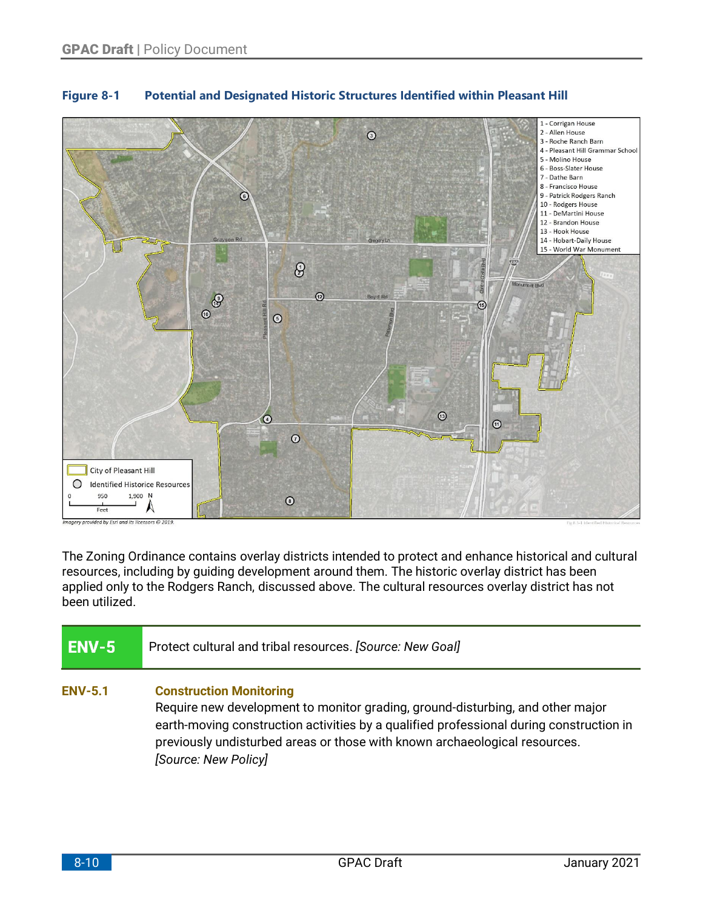**Figure 8-1 Potential and Designated Historic Structures Identified within Pleasant Hill**

1 - Corrigan House
2 - Allen House
3 - Roche Ranch Barn
4 - Pleasant Hill Grammar School
5 - Molino House
6 - Boss-Slater House
7 - Dathe Barn
8 - Francisco House
9 - Patrick Rodgers Ranch
10 - Rodgers House
11 - DeMartini House
12 - Brandon House
13 - Hook House
14 - Hobart-Daily House
15 - World War Monument

City of Pleasant Hill
Identified Historice Resources

*Imagery provided by Esri and its licensors © 2019.*

The Zoning Ordinance contains overlay districts intended to protect and enhance historical and cultural resources, including by guiding development around them. The historic overlay district has been applied only to the Rodgers Ranch, discussed above. The cultural resources overlay district has not been utilized.

## ENV-5 Protect cultural and tribal resources. *[Source: New Goal]*

**ENV-5.1 Construction Monitoring**

Require new development to monitor grading, ground-disturbing, and other major earth-moving construction activities by a qualified professional during construction in previously undisturbed areas or those with known archaeological resources. *[Source: New Policy]*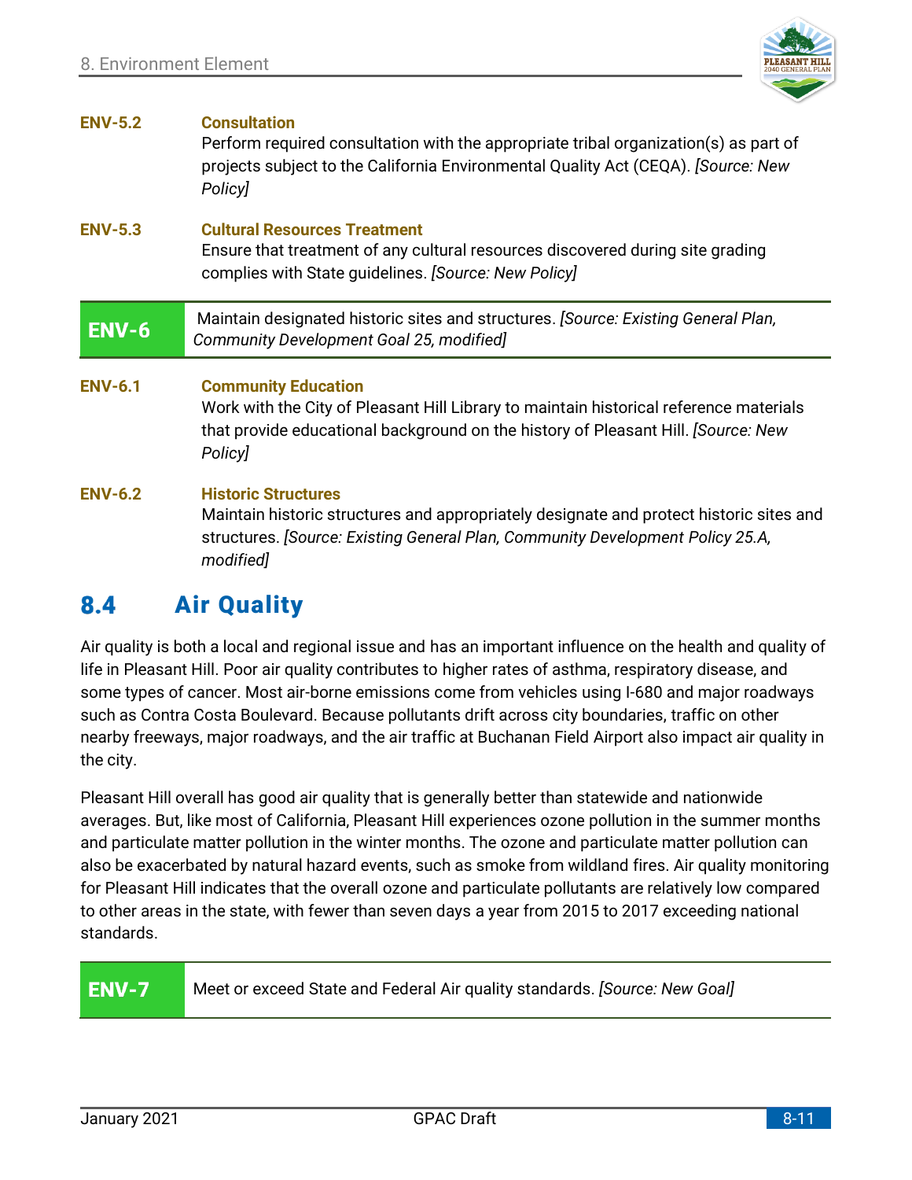**ENV-5.2** **Consultation**

Perform required consultation with the appropriate tribal organization(s) as part of projects subject to the California Environmental Quality Act (CEQA). *[Source: New Policy]*

**ENV-5.3** **Cultural Resources Treatment**

Ensure that treatment of any cultural resources discovered during site grading complies with State guidelines. *[Source: New Policy]*

| **ENV-6** | Maintain designated historic sites and structures. *[Source: Existing General Plan, Community Development Goal 25, modified]* |
|---|---|

**ENV-6.1** **Community Education**

Work with the City of Pleasant Hill Library to maintain historical reference materials that provide educational background on the history of Pleasant Hill. *[Source: New Policy]*

**ENV-6.2** **Historic Structures**

Maintain historic structures and appropriately designate and protect historic sites and structures. *[Source: Existing General Plan, Community Development Policy 25.A, modified]*

## 8.4 Air Quality

Air quality is both a local and regional issue and has an important influence on the health and quality of life in Pleasant Hill. Poor air quality contributes to higher rates of asthma, respiratory disease, and some types of cancer. Most air-borne emissions come from vehicles using I-680 and major roadways such as Contra Costa Boulevard. Because pollutants drift across city boundaries, traffic on other nearby freeways, major roadways, and the air traffic at Buchanan Field Airport also impact air quality in the city.

Pleasant Hill overall has good air quality that is generally better than statewide and nationwide averages. But, like most of California, Pleasant Hill experiences ozone pollution in the summer months and particulate matter pollution in the winter months. The ozone and particulate matter pollution can also be exacerbated by natural hazard events, such as smoke from wildland fires. Air quality monitoring for Pleasant Hill indicates that the overall ozone and particulate pollutants are relatively low compared to other areas in the state, with fewer than seven days a year from 2015 to 2017 exceeding national standards.

| **ENV-7** | Meet or exceed State and Federal Air quality standards. *[Source: New Goal]* |
|---|---|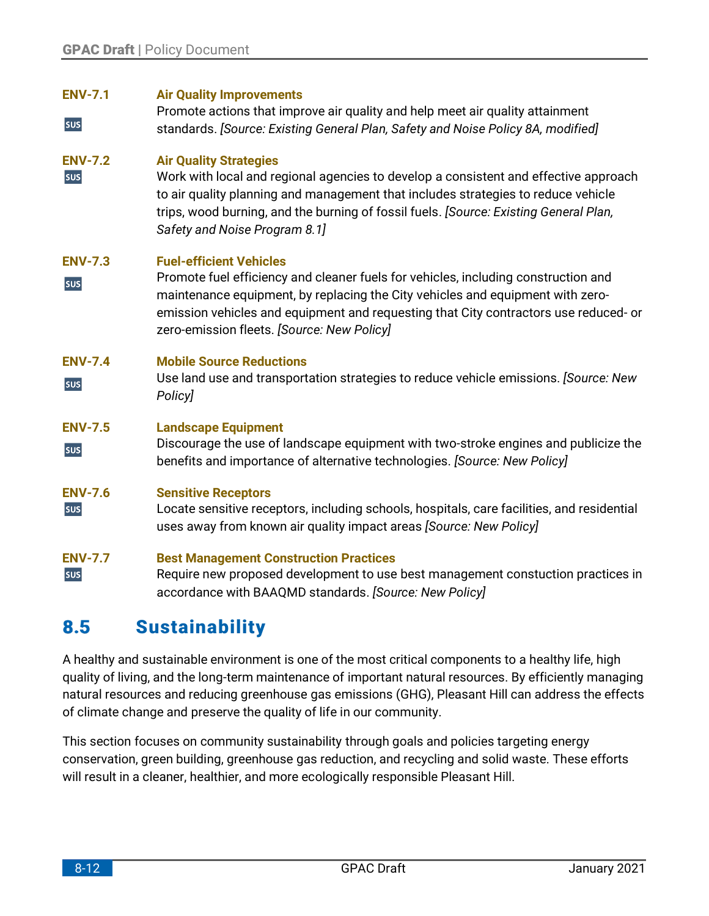**ENV-7.1** **Air Quality Improvements**
SUS
Promote actions that improve air quality and help meet air quality attainment standards. *[Source: Existing General Plan, Safety and Noise Policy 8A, modified]*

**ENV-7.2** **Air Quality Strategies**
SUS
Work with local and regional agencies to develop a consistent and effective approach to air quality planning and management that includes strategies to reduce vehicle trips, wood burning, and the burning of fossil fuels. *[Source: Existing General Plan, Safety and Noise Program 8.1]*

**ENV-7.3** **Fuel-efficient Vehicles**
SUS
Promote fuel efficiency and cleaner fuels for vehicles, including construction and maintenance equipment, by replacing the City vehicles and equipment with zero-emission vehicles and equipment and requesting that City contractors use reduced- or zero-emission fleets. *[Source: New Policy]*

**ENV-7.4** **Mobile Source Reductions**
SUS
Use land use and transportation strategies to reduce vehicle emissions. *[Source: New Policy]*

**ENV-7.5** **Landscape Equipment**
SUS
Discourage the use of landscape equipment with two-stroke engines and publicize the benefits and importance of alternative technologies. *[Source: New Policy]*

**ENV-7.6** **Sensitive Receptors**
SUS
Locate sensitive receptors, including schools, hospitals, care facilities, and residential uses away from known air quality impact areas *[Source: New Policy]*

**ENV-7.7** **Best Management Construction Practices**
SUS
Require new proposed development to use best management constuction practices in accordance with BAAQMD standards. *[Source: New Policy]*

## 8.5 Sustainability

A healthy and sustainable environment is one of the most critical components to a healthy life, high quality of living, and the long-term maintenance of important natural resources. By efficiently managing natural resources and reducing greenhouse gas emissions (GHG), Pleasant Hill can address the effects of climate change and preserve the quality of life in our community.

This section focuses on community sustainability through goals and policies targeting energy conservation, green building, greenhouse gas reduction, and recycling and solid waste. These efforts will result in a cleaner, healthier, and more ecologically responsible Pleasant Hill.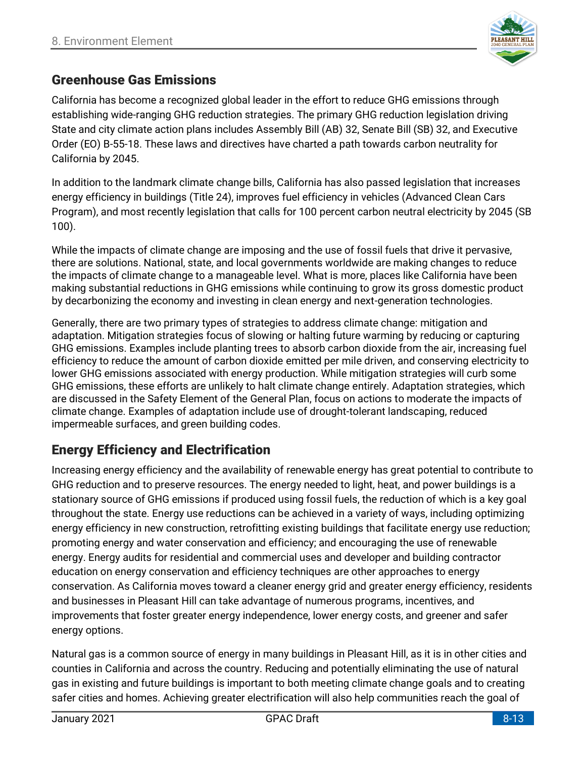## Greenhouse Gas Emissions

California has become a recognized global leader in the effort to reduce GHG emissions through establishing wide-ranging GHG reduction strategies. The primary GHG reduction legislation driving State and city climate action plans includes Assembly Bill (AB) 32, Senate Bill (SB) 32, and Executive Order (EO) B-55-18. These laws and directives have charted a path towards carbon neutrality for California by 2045.

In addition to the landmark climate change bills, California has also passed legislation that increases energy efficiency in buildings (Title 24), improves fuel efficiency in vehicles (Advanced Clean Cars Program), and most recently legislation that calls for 100 percent carbon neutral electricity by 2045 (SB 100).

While the impacts of climate change are imposing and the use of fossil fuels that drive it pervasive, there are solutions. National, state, and local governments worldwide are making changes to reduce the impacts of climate change to a manageable level. What is more, places like California have been making substantial reductions in GHG emissions while continuing to grow its gross domestic product by decarbonizing the economy and investing in clean energy and next-generation technologies.

Generally, there are two primary types of strategies to address climate change: mitigation and adaptation. Mitigation strategies focus of slowing or halting future warming by reducing or capturing GHG emissions. Examples include planting trees to absorb carbon dioxide from the air, increasing fuel efficiency to reduce the amount of carbon dioxide emitted per mile driven, and conserving electricity to lower GHG emissions associated with energy production. While mitigation strategies will curb some GHG emissions, these efforts are unlikely to halt climate change entirely. Adaptation strategies, which are discussed in the Safety Element of the General Plan, focus on actions to moderate the impacts of climate change. Examples of adaptation include use of drought-tolerant landscaping, reduced impermeable surfaces, and green building codes.

## Energy Efficiency and Electrification

Increasing energy efficiency and the availability of renewable energy has great potential to contribute to GHG reduction and to preserve resources. The energy needed to light, heat, and power buildings is a stationary source of GHG emissions if produced using fossil fuels, the reduction of which is a key goal throughout the state. Energy use reductions can be achieved in a variety of ways, including optimizing energy efficiency in new construction, retrofitting existing buildings that facilitate energy use reduction; promoting energy and water conservation and efficiency; and encouraging the use of renewable energy. Energy audits for residential and commercial uses and developer and building contractor education on energy conservation and efficiency techniques are other approaches to energy conservation. As California moves toward a cleaner energy grid and greater energy efficiency, residents and businesses in Pleasant Hill can take advantage of numerous programs, incentives, and improvements that foster greater energy independence, lower energy costs, and greener and safer energy options.

Natural gas is a common source of energy in many buildings in Pleasant Hill, as it is in other cities and counties in California and across the country. Reducing and potentially eliminating the use of natural gas in existing and future buildings is important to both meeting climate change goals and to creating safer cities and homes. Achieving greater electrification will also help communities reach the goal of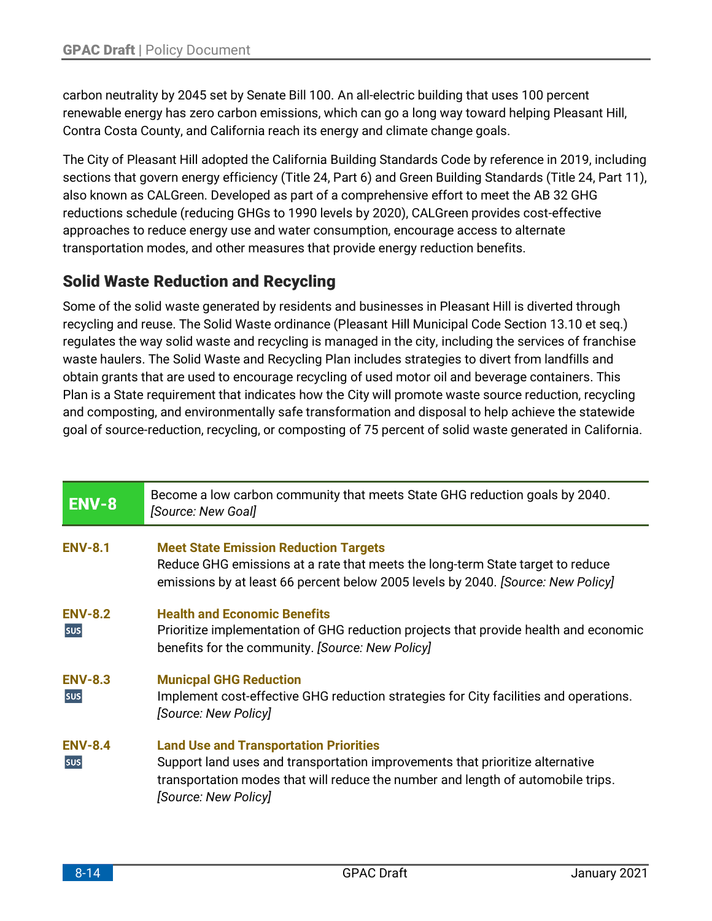carbon neutrality by 2045 set by Senate Bill 100. An all-electric building that uses 100 percent renewable energy has zero carbon emissions, which can go a long way toward helping Pleasant Hill, Contra Costa County, and California reach its energy and climate change goals.

The City of Pleasant Hill adopted the California Building Standards Code by reference in 2019, including sections that govern energy efficiency (Title 24, Part 6) and Green Building Standards (Title 24, Part 11), also known as CALGreen. Developed as part of a comprehensive effort to meet the AB 32 GHG reductions schedule (reducing GHGs to 1990 levels by 2020), CALGreen provides cost-effective approaches to reduce energy use and water consumption, encourage access to alternate transportation modes, and other measures that provide energy reduction benefits.

## Solid Waste Reduction and Recycling

Some of the solid waste generated by residents and businesses in Pleasant Hill is diverted through recycling and reuse. The Solid Waste ordinance (Pleasant Hill Municipal Code Section 13.10 et seq.) regulates the way solid waste and recycling is managed in the city, including the services of franchise waste haulers. The Solid Waste and Recycling Plan includes strategies to divert from landfills and obtain grants that are used to encourage recycling of used motor oil and beverage containers. This Plan is a State requirement that indicates how the City will promote waste source reduction, recycling and composting, and environmentally safe transformation and disposal to help achieve the statewide goal of source-reduction, recycling, or composting of 75 percent of solid waste generated in California.

| **ENV-8** | Become a low carbon community that meets State GHG reduction goals by 2040. *[Source: New Goal]* |
|---|---|

**ENV-8.1** **Meet State Emission Reduction Targets**
Reduce GHG emissions at a rate that meets the long-term State target to reduce emissions by at least 66 percent below 2005 levels by 2040. *[Source: New Policy]*

**ENV-8.2** SUS **Health and Economic Benefits**
Prioritize implementation of GHG reduction projects that provide health and economic benefits for the community. *[Source: New Policy]*

**ENV-8.3** SUS **Municpal GHG Reduction**
Implement cost-effective GHG reduction strategies for City facilities and operations. *[Source: New Policy]*

**ENV-8.4** SUS **Land Use and Transportation Priorities**
Support land uses and transportation improvements that prioritize alternative transportation modes that will reduce the number and length of automobile trips. *[Source: New Policy]*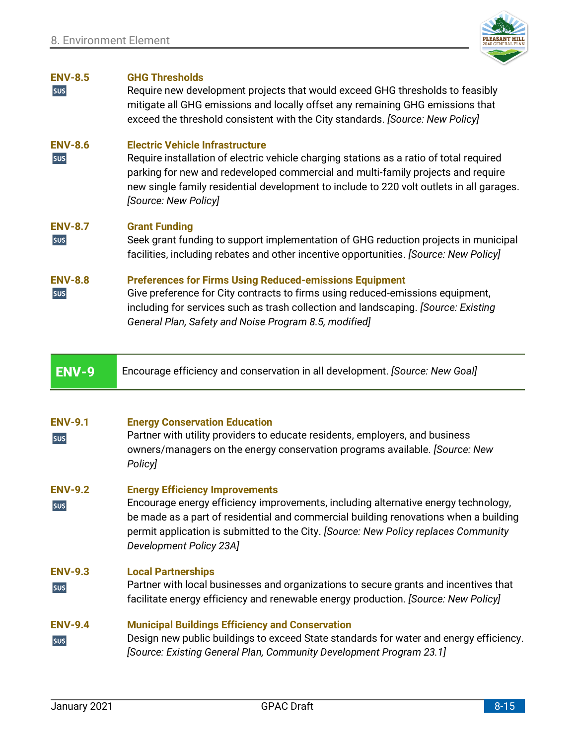**ENV-8.5** SUS

**GHG Thresholds**

Require new development projects that would exceed GHG thresholds to feasibly mitigate all GHG emissions and locally offset any remaining GHG emissions that exceed the threshold consistent with the City standards. *[Source: New Policy]*

**ENV-8.6** SUS

**Electric Vehicle Infrastructure**

Require installation of electric vehicle charging stations as a ratio of total required parking for new and redeveloped commercial and multi-family projects and require new single family residential development to include to 220 volt outlets in all garages. *[Source: New Policy]*

**ENV-8.7** SUS

**Grant Funding**

Seek grant funding to support implementation of GHG reduction projects in municipal facilities, including rebates and other incentive opportunities. *[Source: New Policy]*

**ENV-8.8** SUS

**Preferences for Firms Using Reduced-emissions Equipment**

Give preference for City contracts to firms using reduced-emissions equipment, including for services such as trash collection and landscaping. *[Source: Existing General Plan, Safety and Noise Program 8.5, modified]*

## ENV-9

Encourage efficiency and conservation in all development. *[Source: New Goal]*

**ENV-9.1** SUS

**Energy Conservation Education**

Partner with utility providers to educate residents, employers, and business owners/managers on the energy conservation programs available. *[Source: New Policy]*

**ENV-9.2** SUS

**Energy Efficiency Improvements**

Encourage energy efficiency improvements, including alternative energy technology, be made as a part of residential and commercial building renovations when a building permit application is submitted to the City. *[Source: New Policy replaces Community Development Policy 23A]*

**ENV-9.3** SUS

**Local Partnerships**

Partner with local businesses and organizations to secure grants and incentives that facilitate energy efficiency and renewable energy production. *[Source: New Policy]*

**ENV-9.4** SUS

**Municipal Buildings Efficiency and Conservation**

Design new public buildings to exceed State standards for water and energy efficiency. *[Source: Existing General Plan, Community Development Program 23.1]*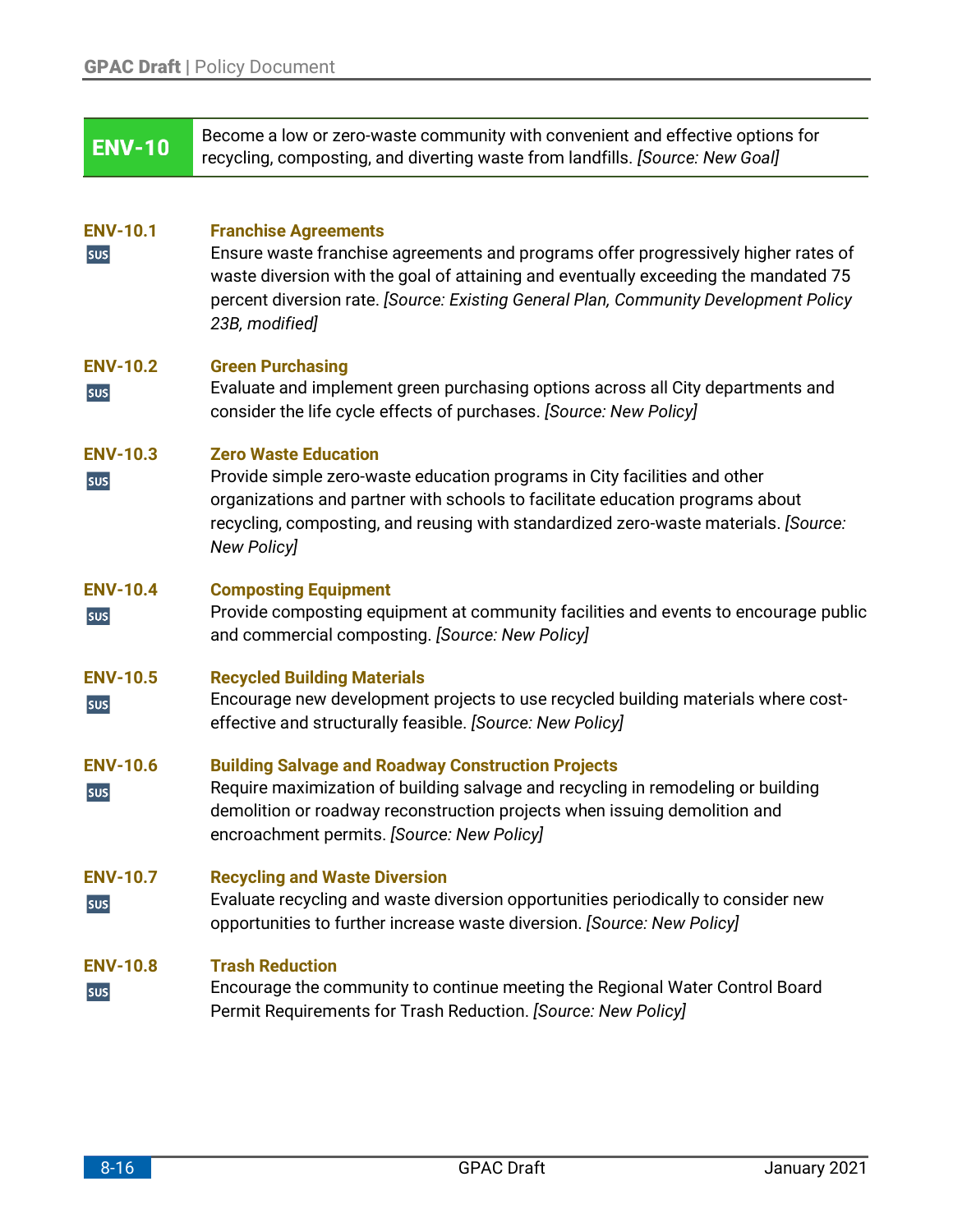## ENV-10

Become a low or zero-waste community with convenient and effective options for recycling, composting, and diverting waste from landfills. *[Source: New Goal]*

**ENV-10.1** SUS

**Franchise Agreements**

Ensure waste franchise agreements and programs offer progressively higher rates of waste diversion with the goal of attaining and eventually exceeding the mandated 75 percent diversion rate. *[Source: Existing General Plan, Community Development Policy 23B, modified]*

**ENV-10.2** SUS

**Green Purchasing**

Evaluate and implement green purchasing options across all City departments and consider the life cycle effects of purchases. *[Source: New Policy]*

**ENV-10.3** SUS

**Zero Waste Education**

Provide simple zero-waste education programs in City facilities and other organizations and partner with schools to facilitate education programs about recycling, composting, and reusing with standardized zero-waste materials. *[Source: New Policy]*

**ENV-10.4** SUS

**Composting Equipment**

Provide composting equipment at community facilities and events to encourage public and commercial composting. *[Source: New Policy]*

**ENV-10.5** SUS

**Recycled Building Materials**

Encourage new development projects to use recycled building materials where cost-effective and structurally feasible. *[Source: New Policy]*

**ENV-10.6** SUS

**Building Salvage and Roadway Construction Projects**

Require maximization of building salvage and recycling in remodeling or building demolition or roadway reconstruction projects when issuing demolition and encroachment permits. *[Source: New Policy]*

**ENV-10.7** SUS

**Recycling and Waste Diversion**

Evaluate recycling and waste diversion opportunities periodically to consider new opportunities to further increase waste diversion. *[Source: New Policy]*

**ENV-10.8** SUS

**Trash Reduction**

Encourage the community to continue meeting the Regional Water Control Board Permit Requirements for Trash Reduction. *[Source: New Policy]*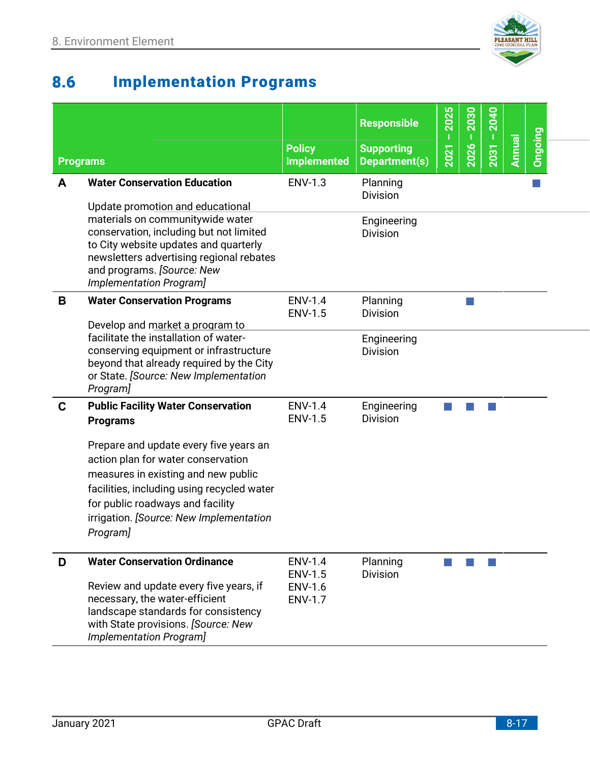## 8.6 Implementation Programs

| | Programs | Policy Implemented | Responsible / Supporting Department(s) | 2021 – 2025 | 2026 – 2030 | 2031 – 2040 | Annual | Ongoing |
|---|---|---|---|---|---|---|---|---|
| A | **Water Conservation Education**<br><br>Update promotion and educational materials on communitywide water conservation, including but not limited to City website updates and quarterly newsletters advertising regional rebates and programs. *[Source: New Implementation Program]* | ENV-1.3 | Planning Division<br><br>Engineering Division | | | | | ■ |
| B | **Water Conservation Programs**<br><br>Develop and market a program to facilitate the installation of water-conserving equipment or infrastructure beyond that already required by the City or State. *[Source: New Implementation Program]* | ENV-1.4<br>ENV-1.5 | Planning Division<br><br>Engineering Division | | ■ | | | |
| C | **Public Facility Water Conservation Programs**<br><br>Prepare and update every five years an action plan for water conservation measures in existing and new public facilities, including using recycled water for public roadways and facility irrigation. *[Source: New Implementation Program]* | ENV-1.4<br>ENV-1.5 | Engineering Division | ■ | ■ | ■ | | |
| D | **Water Conservation Ordinance**<br><br>Review and update every five years, if necessary, the water-efficient landscape standards for consistency with State provisions. *[Source: New Implementation Program]* | ENV-1.4<br>ENV-1.5<br>ENV-1.6<br>ENV-1.7 | Planning Division | ■ | ■ | ■ | | |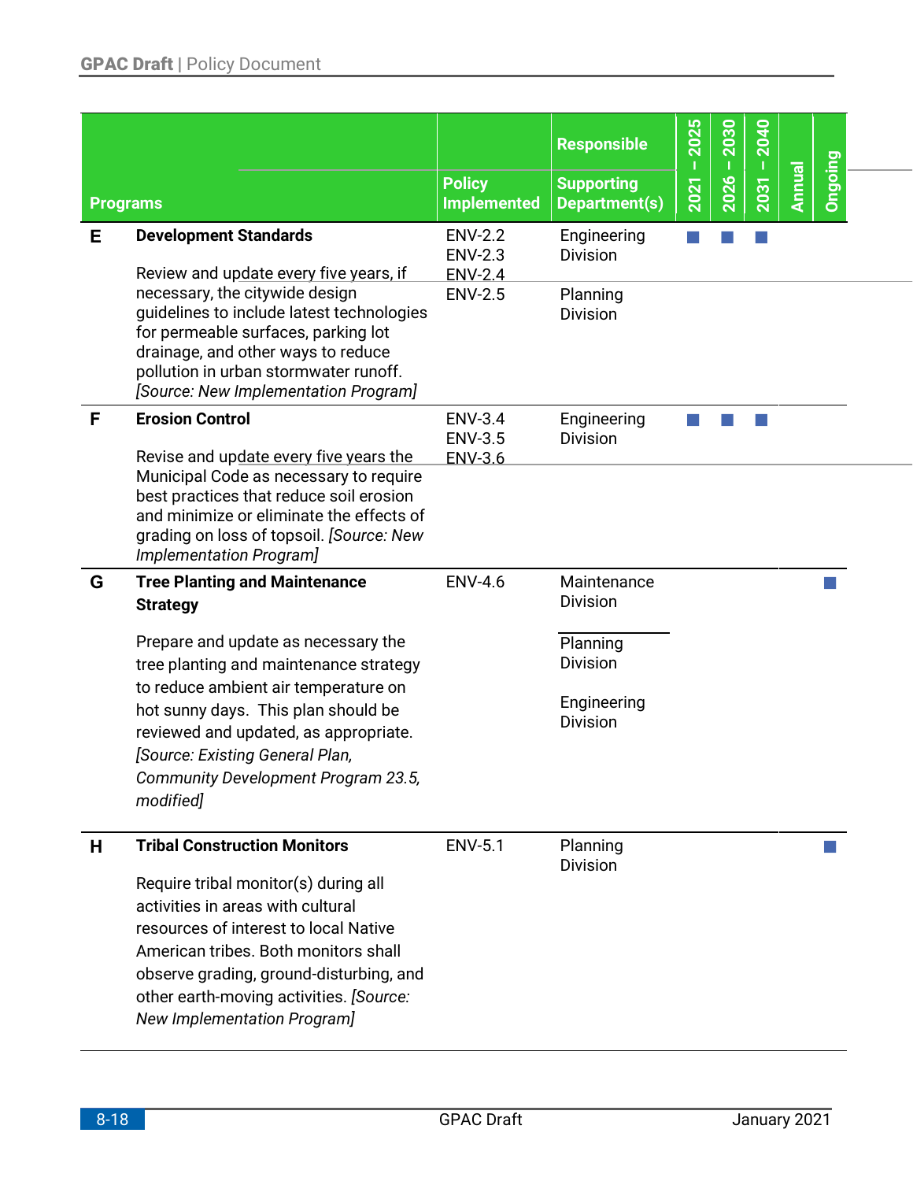| | Programs | Policy Implemented | Responsible / Supporting Department(s) | 2021 – 2025 | 2026 – 2030 | 2031 – 2040 | Annual | Ongoing |
|---|---|---|---|---|---|---|---|---|
| E | **Development Standards**<br><br>Review and update every five years, if necessary, the citywide design guidelines to include latest technologies for permeable surfaces, parking lot drainage, and other ways to reduce pollution in urban stormwater runoff. *[Source: New Implementation Program]* | ENV-2.2<br>ENV-2.3<br>ENV-2.4<br>ENV-2.5 | Engineering Division<br><br>Planning Division | ■ | ■ | ■ | | |
| F | **Erosion Control**<br><br>Revise and update every five years the Municipal Code as necessary to require best practices that reduce soil erosion and minimize or eliminate the effects of grading on loss of topsoil. *[Source: New Implementation Program]* | ENV-3.4<br>ENV-3.5<br>ENV-3.6 | Engineering Division | ■ | ■ | ■ | | |
| G | **Tree Planting and Maintenance Strategy**<br><br>Prepare and update as necessary the tree planting and maintenance strategy to reduce ambient air temperature on hot sunny days. This plan should be reviewed and updated, as appropriate. *[Source: Existing General Plan, Community Development Program 23.5, modified]* | ENV-4.6 | Maintenance Division<br><br>Planning Division<br><br>Engineering Division | | | | | ■ |
| H | **Tribal Construction Monitors**<br><br>Require tribal monitor(s) during all activities in areas with cultural resources of interest to local Native American tribes. Both monitors shall observe grading, ground-disturbing, and other earth-moving activities. *[Source: New Implementation Program]* | ENV-5.1 | Planning Division | | | | | ■ |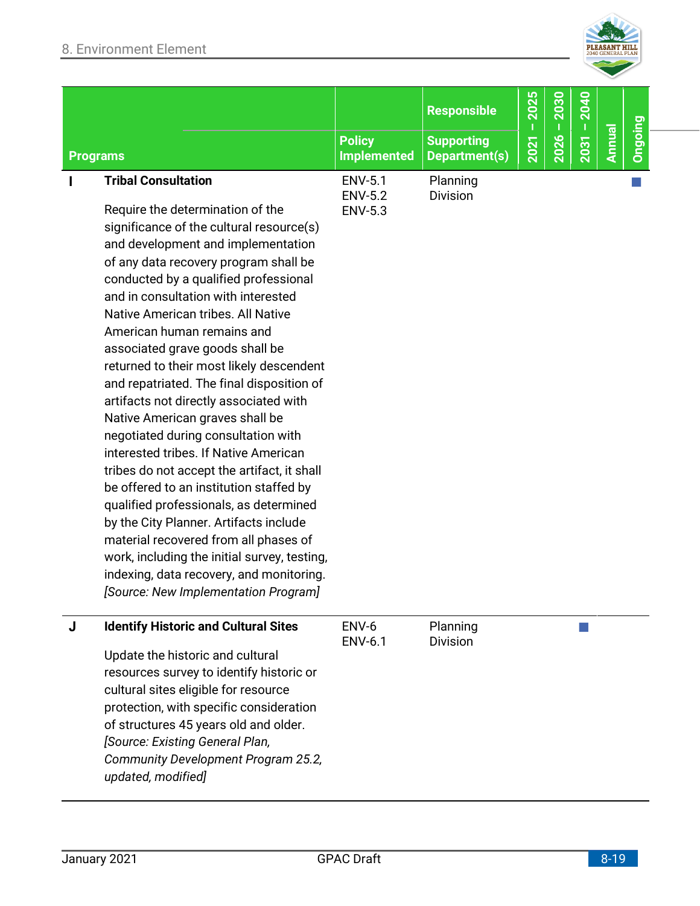| | Programs | Policy Implemented | Responsible / Supporting Department(s) | 2021 – 2025 | 2026 – 2030 | 2031 – 2040 | Annual | Ongoing |
|---|---|---|---|---|---|---|---|---|
| I | **Tribal Consultation**<br><br>Require the determination of the significance of the cultural resource(s) and development and implementation of any data recovery program shall be conducted by a qualified professional and in consultation with interested Native American tribes. All Native American human remains and associated grave goods shall be returned to their most likely descendent and repatriated. The final disposition of artifacts not directly associated with Native American graves shall be negotiated during consultation with interested tribes. If Native American tribes do not accept the artifact, it shall be offered to an institution staffed by qualified professionals, as determined by the City Planner. Artifacts include material recovered from all phases of work, including the initial survey, testing, indexing, data recovery, and monitoring. *[Source: New Implementation Program]* | ENV-5.1<br>ENV-5.2<br>ENV-5.3 | Planning Division | | | | | ■ |
| J | **Identify Historic and Cultural Sites**<br><br>Update the historic and cultural resources survey to identify historic or cultural sites eligible for resource protection, with specific consideration of structures 45 years old and older. *[Source: Existing General Plan, Community Development Program 25.2, updated, modified]* | ENV-6<br>ENV-6.1 | Planning Division | | | ■ | | |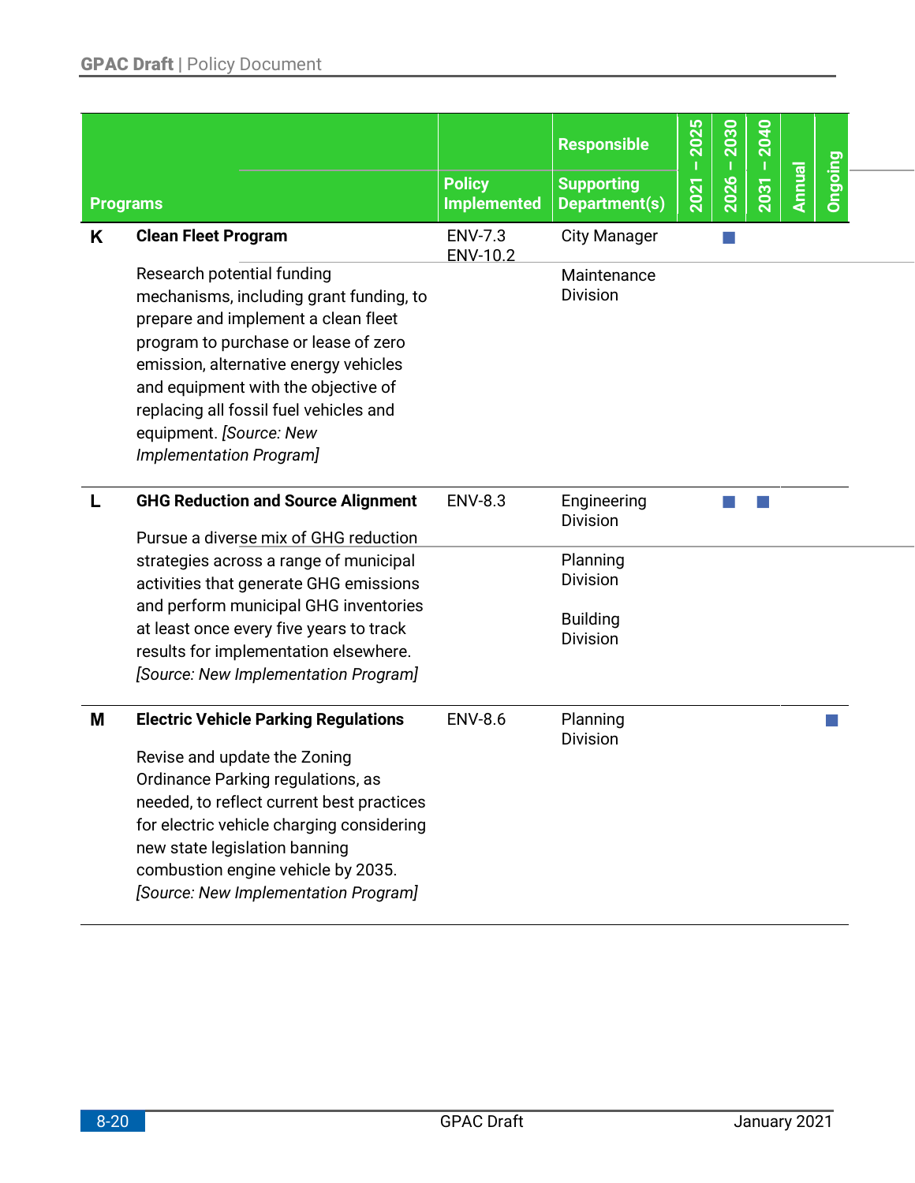| | Programs | Policy Implemented | Responsible / Supporting Department(s) | 2021 – 2025 | 2026 – 2030 | 2031 – 2040 | Annual | Ongoing |
|---|---|---|---|---|---|---|---|---|
| K | **Clean Fleet Program**<br><br>Research potential funding mechanisms, including grant funding, to prepare and implement a clean fleet program to purchase or lease of zero emission, alternative energy vehicles and equipment with the objective of replacing all fossil fuel vehicles and equipment. *[Source: New Implementation Program]* | ENV-7.3<br>ENV-10.2 | City Manager<br><br>Maintenance Division | | ■ | | | |
| L | **GHG Reduction and Source Alignment**<br><br>Pursue a diverse mix of GHG reduction strategies across a range of municipal activities that generate GHG emissions and perform municipal GHG inventories at least once every five years to track results for implementation elsewhere. *[Source: New Implementation Program]* | ENV-8.3 | Engineering Division<br><br>Planning Division<br><br>Building Division | | ■ | ■ | | |
| M | **Electric Vehicle Parking Regulations**<br><br>Revise and update the Zoning Ordinance Parking regulations, as needed, to reflect current best practices for electric vehicle charging considering new state legislation banning combustion engine vehicle by 2035. *[Source: New Implementation Program]* | ENV-8.6 | Planning Division | | | | | ■ |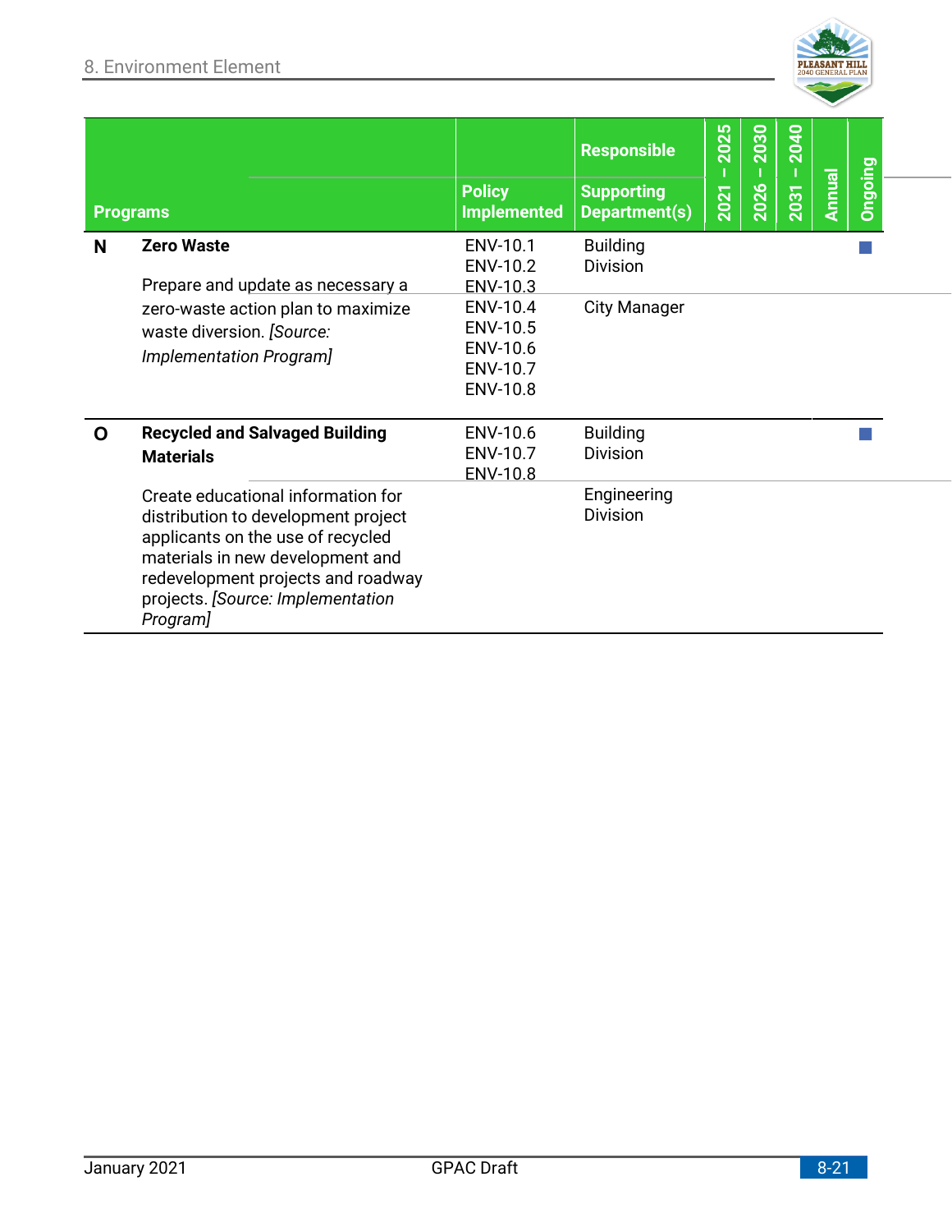| Programs | | Policy Implemented | Responsible / Supporting Department(s) | 2021 – 2025 | 2026 – 2030 | 2031 – 2040 | Annual | Ongoing |
|---|---|---|---|---|---|---|---|---|
| N | **Zero Waste**<br><br>Prepare and update as necessary a zero-waste action plan to maximize waste diversion. *[Source: Implementation Program]* | ENV-10.1<br>ENV-10.2<br>ENV-10.3<br>ENV-10.4<br>ENV-10.5<br>ENV-10.6<br>ENV-10.7<br>ENV-10.8 | Building Division<br><br>City Manager | | | | | ■ |
| O | **Recycled and Salvaged Building Materials**<br><br>Create educational information for distribution to development project applicants on the use of recycled materials in new development and redevelopment projects and roadway projects. *[Source: Implementation Program]* | ENV-10.6<br>ENV-10.7<br>ENV-10.8 | Building Division<br><br>Engineering Division | | | | | ■ |